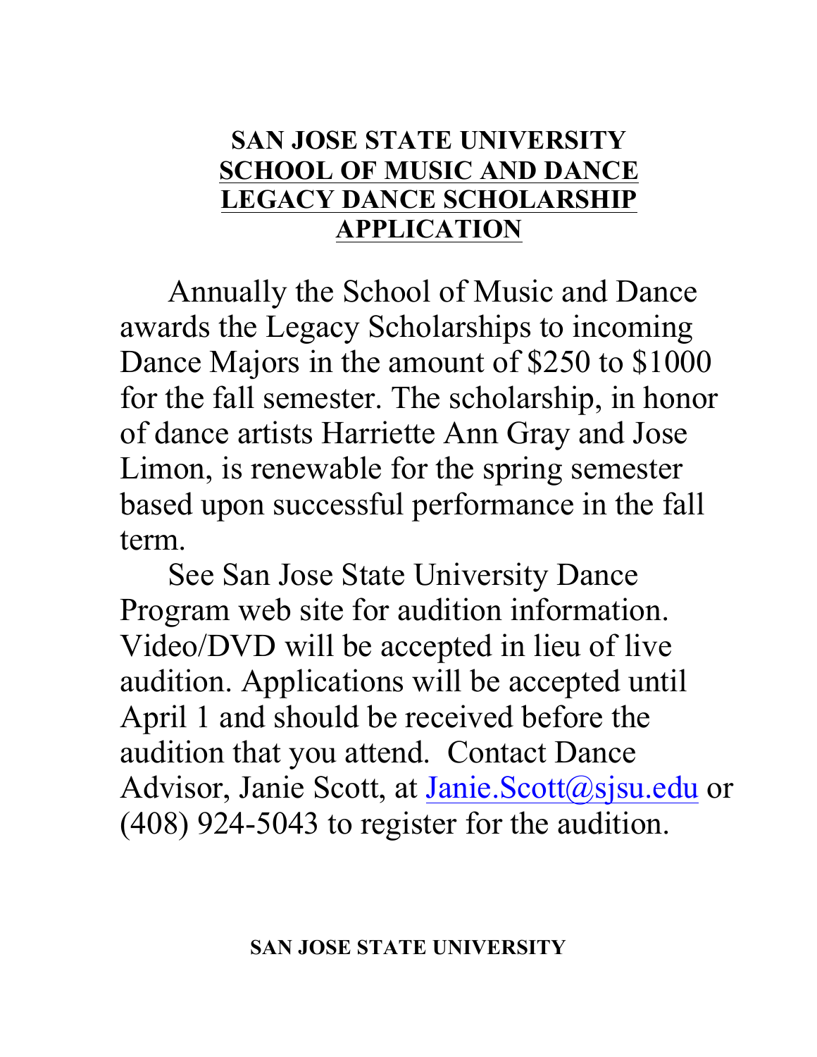# SAN JOSE STATE UNIVERSITY
## SCHOOL OF MUSIC AND DANCE
## LEGACY DANCE SCHOLARSHIP
## APPLICATION

Annually the School of Music and Dance awards the Legacy Scholarships to incoming Dance Majors in the amount of $250 to $1000 for the fall semester. The scholarship, in honor of dance artists Harriette Ann Gray and Jose Limon, is renewable for the spring semester based upon successful performance in the fall term.

See San Jose State University Dance Program web site for audition information. Video/DVD will be accepted in lieu of live audition. Applications will be accepted until April 1 and should be received before the audition that you attend. Contact Dance Advisor, Janie Scott, at Janie.Scott@sjsu.edu or (408) 924-5043 to register for the audition.

**SAN JOSE STATE UNIVERSITY**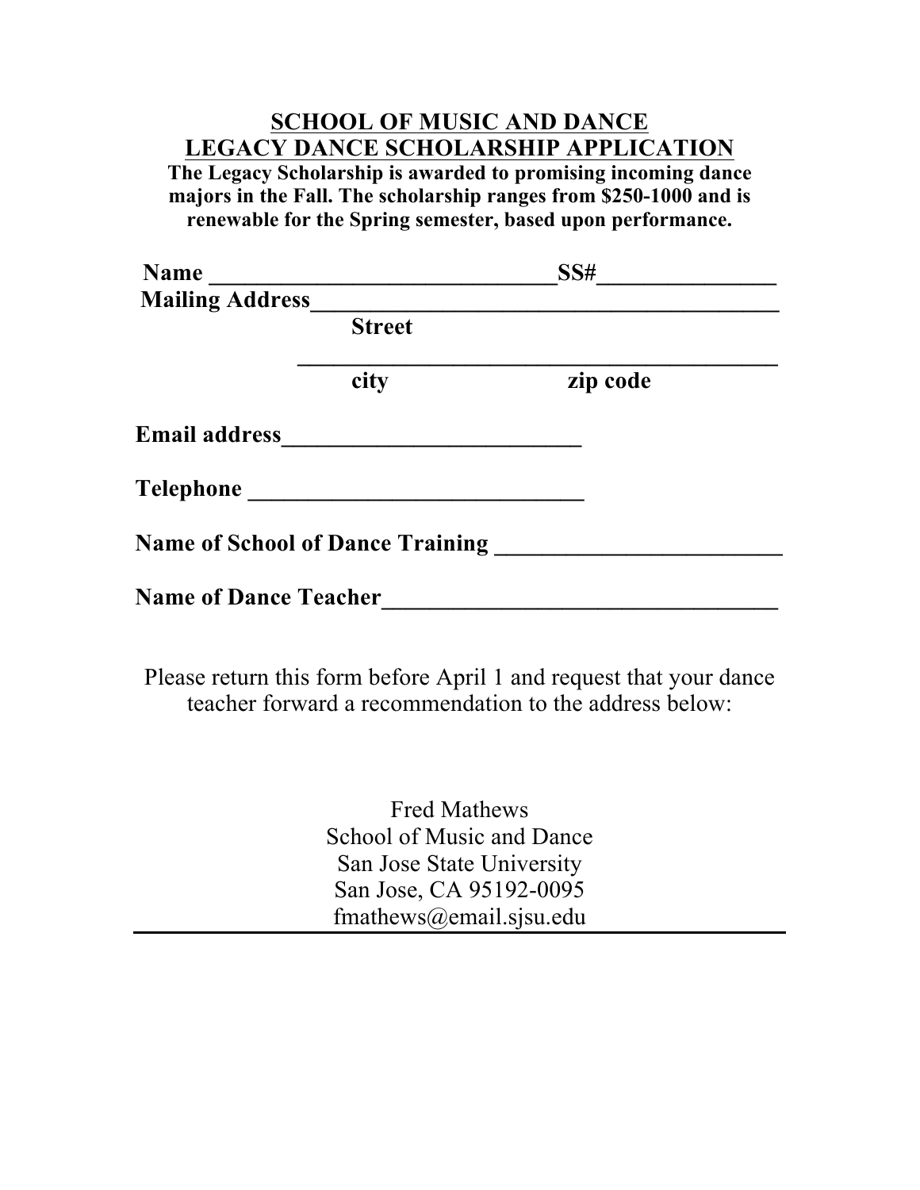## SCHOOL OF MUSIC AND DANCE
## LEGACY DANCE SCHOLARSHIP APPLICATION

**The Legacy Scholarship is awarded to promising incoming dance majors in the Fall. The scholarship ranges from $250-1000 and is renewable for the Spring semester, based upon performance.**

**Name** ______________________________**SS#**_______________

**Mailing Address**_________________________________________
**Street**

_________________________________________
**city** **zip code**

**Email address**_________________________

**Telephone** ____________________________

**Name of School of Dance Training** ________________________

**Name of Dance Teacher**_________________________________

Please return this form before April 1 and request that your dance teacher forward a recommendation to the address below:

Fred Mathews
School of Music and Dance
San Jose State University
San Jose, CA 95192-0095
fmathews@email.sjsu.edu